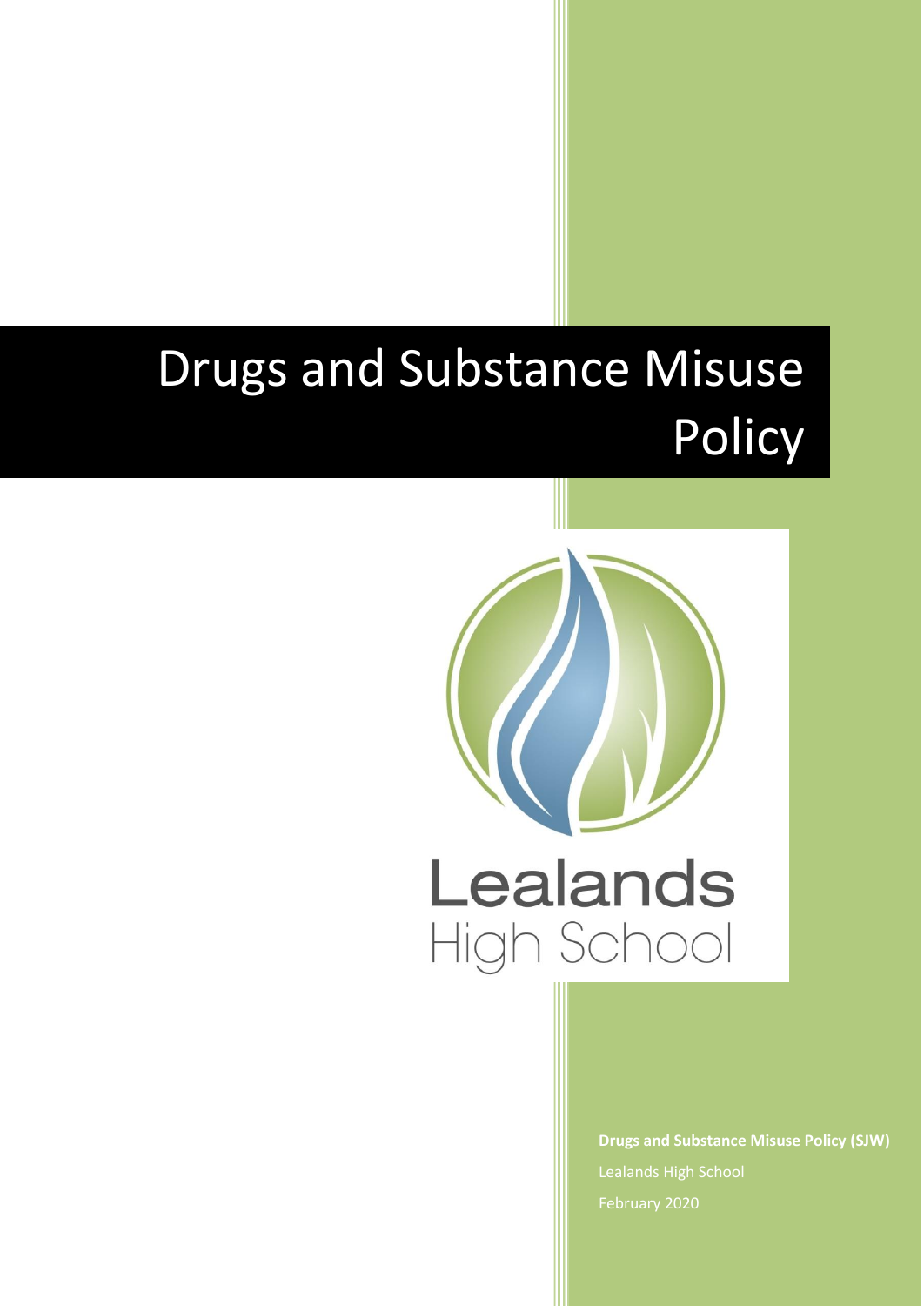# Drugs and Substance Misuse Policy

Lealands High School

**Drugs and Substance Misuse Policy (SJW)**

Lealands High School

February 2020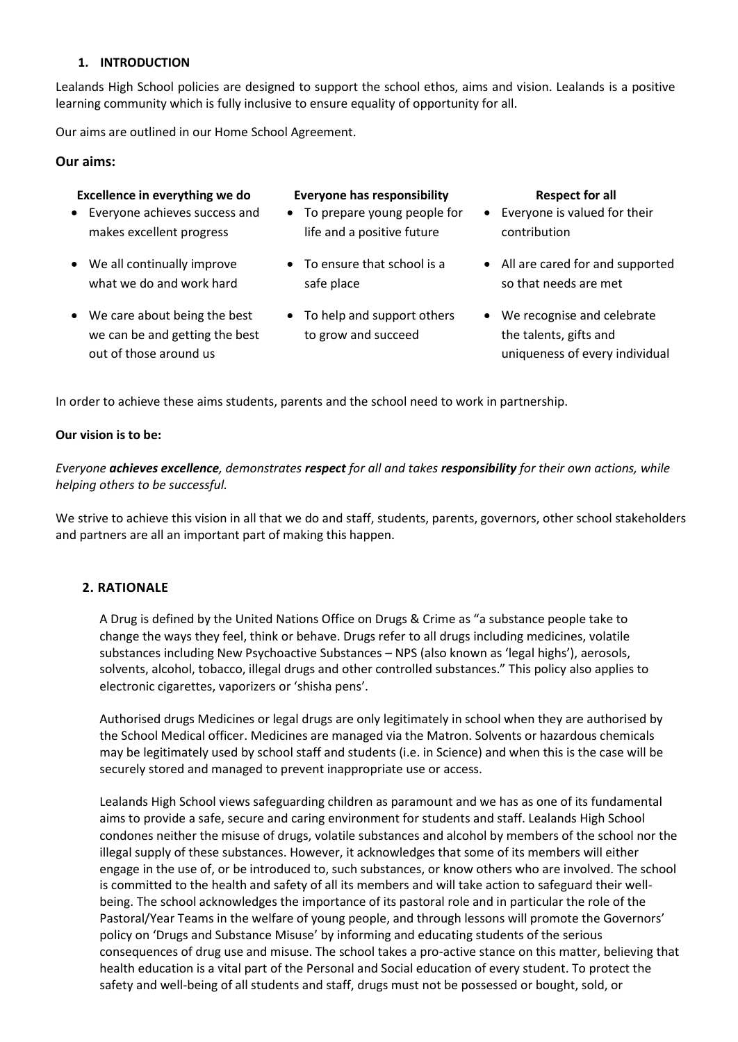## 1. INTRODUCTION

Lealands High School policies are designed to support the school ethos, aims and vision. Lealands is a positive learning community which is fully inclusive to ensure equality of opportunity for all.

Our aims are outlined in our Home School Agreement.

### Our aims:

| Excellence in everything we do | Everyone has responsibility | Respect for all |
|---|---|---|
| • Everyone achieves success and makes excellent progress | • To prepare young people for life and a positive future | • Everyone is valued for their contribution |
| • We all continually improve what we do and work hard | • To ensure that school is a safe place | • All are cared for and supported so that needs are met |
| • We care about being the best we can be and getting the best out of those around us | • To help and support others to grow and succeed | • We recognise and celebrate the talents, gifts and uniqueness of every individual |

In order to achieve these aims students, parents and the school need to work in partnership.

**Our vision is to be:**

*Everyone **achieves excellence**, demonstrates **respect** for all and takes **responsibility** for their own actions, while helping others to be successful.*

We strive to achieve this vision in all that we do and staff, students, parents, governors, other school stakeholders and partners are all an important part of making this happen.

## 2. RATIONALE

A Drug is defined by the United Nations Office on Drugs & Crime as "a substance people take to change the ways they feel, think or behave. Drugs refer to all drugs including medicines, volatile substances including New Psychoactive Substances – NPS (also known as 'legal highs'), aerosols, solvents, alcohol, tobacco, illegal drugs and other controlled substances." This policy also applies to electronic cigarettes, vaporizers or 'shisha pens'.

Authorised drugs Medicines or legal drugs are only legitimately in school when they are authorised by the School Medical officer. Medicines are managed via the Matron. Solvents or hazardous chemicals may be legitimately used by school staff and students (i.e. in Science) and when this is the case will be securely stored and managed to prevent inappropriate use or access.

Lealands High School views safeguarding children as paramount and we has as one of its fundamental aims to provide a safe, secure and caring environment for students and staff. Lealands High School condones neither the misuse of drugs, volatile substances and alcohol by members of the school nor the illegal supply of these substances. However, it acknowledges that some of its members will either engage in the use of, or be introduced to, such substances, or know others who are involved. The school is committed to the health and safety of all its members and will take action to safeguard their well-being. The school acknowledges the importance of its pastoral role and in particular the role of the Pastoral/Year Teams in the welfare of young people, and through lessons will promote the Governors' policy on 'Drugs and Substance Misuse' by informing and educating students of the serious consequences of drug use and misuse. The school takes a pro-active stance on this matter, believing that health education is a vital part of the Personal and Social education of every student. To protect the safety and well-being of all students and staff, drugs must not be possessed or bought, sold, or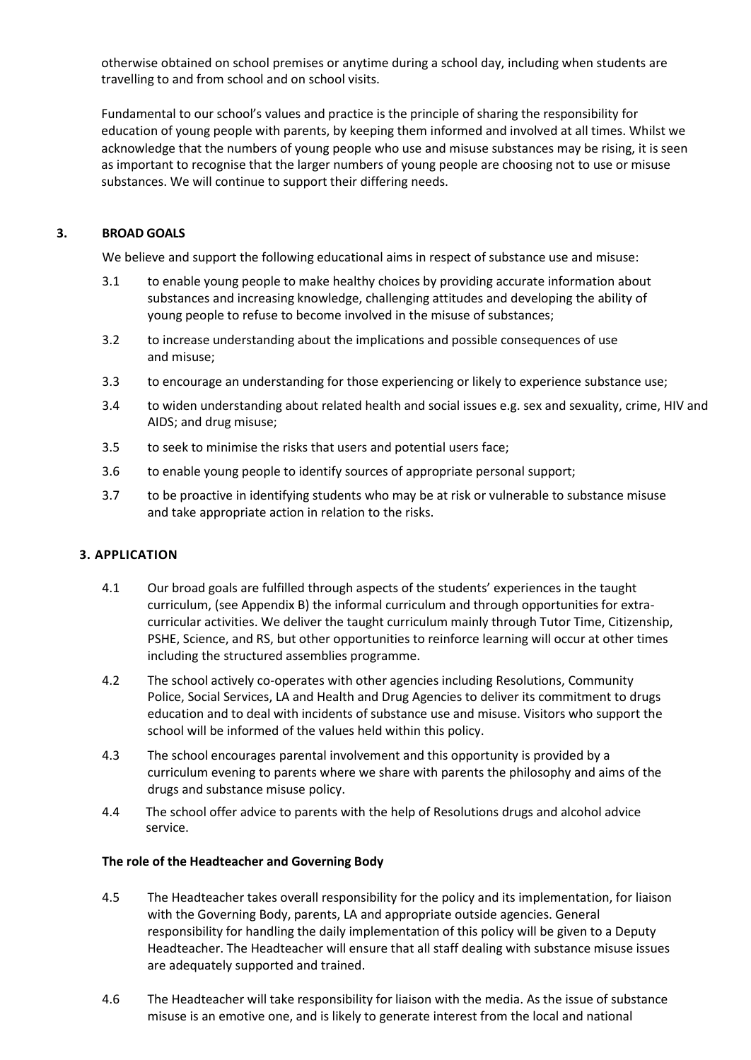otherwise obtained on school premises or anytime during a school day, including when students are travelling to and from school and on school visits.

Fundamental to our school's values and practice is the principle of sharing the responsibility for education of young people with parents, by keeping them informed and involved at all times. Whilst we acknowledge that the numbers of young people who use and misuse substances may be rising, it is seen as important to recognise that the larger numbers of young people are choosing not to use or misuse substances. We will continue to support their differing needs.

## 3. BROAD GOALS

We believe and support the following educational aims in respect of substance use and misuse:

3.1 to enable young people to make healthy choices by providing accurate information about substances and increasing knowledge, challenging attitudes and developing the ability of young people to refuse to become involved in the misuse of substances;

3.2 to increase understanding about the implications and possible consequences of use and misuse;

3.3 to encourage an understanding for those experiencing or likely to experience substance use;

3.4 to widen understanding about related health and social issues e.g. sex and sexuality, crime, HIV and AIDS; and drug misuse;

3.5 to seek to minimise the risks that users and potential users face;

3.6 to enable young people to identify sources of appropriate personal support;

3.7 to be proactive in identifying students who may be at risk or vulnerable to substance misuse and take appropriate action in relation to the risks.

## 3. APPLICATION

4.1 Our broad goals are fulfilled through aspects of the students' experiences in the taught curriculum, (see Appendix B) the informal curriculum and through opportunities for extra-curricular activities. We deliver the taught curriculum mainly through Tutor Time, Citizenship, PSHE, Science, and RS, but other opportunities to reinforce learning will occur at other times including the structured assemblies programme.

4.2 The school actively co-operates with other agencies including Resolutions, Community Police, Social Services, LA and Health and Drug Agencies to deliver its commitment to drugs education and to deal with incidents of substance use and misuse. Visitors who support the school will be informed of the values held within this policy.

4.3 The school encourages parental involvement and this opportunity is provided by a curriculum evening to parents where we share with parents the philosophy and aims of the drugs and substance misuse policy.

4.4 The school offer advice to parents with the help of Resolutions drugs and alcohol advice service.

**The role of the Headteacher and Governing Body**

4.5 The Headteacher takes overall responsibility for the policy and its implementation, for liaison with the Governing Body, parents, LA and appropriate outside agencies. General responsibility for handling the daily implementation of this policy will be given to a Deputy Headteacher. The Headteacher will ensure that all staff dealing with substance misuse issues are adequately supported and trained.

4.6 The Headteacher will take responsibility for liaison with the media. As the issue of substance misuse is an emotive one, and is likely to generate interest from the local and national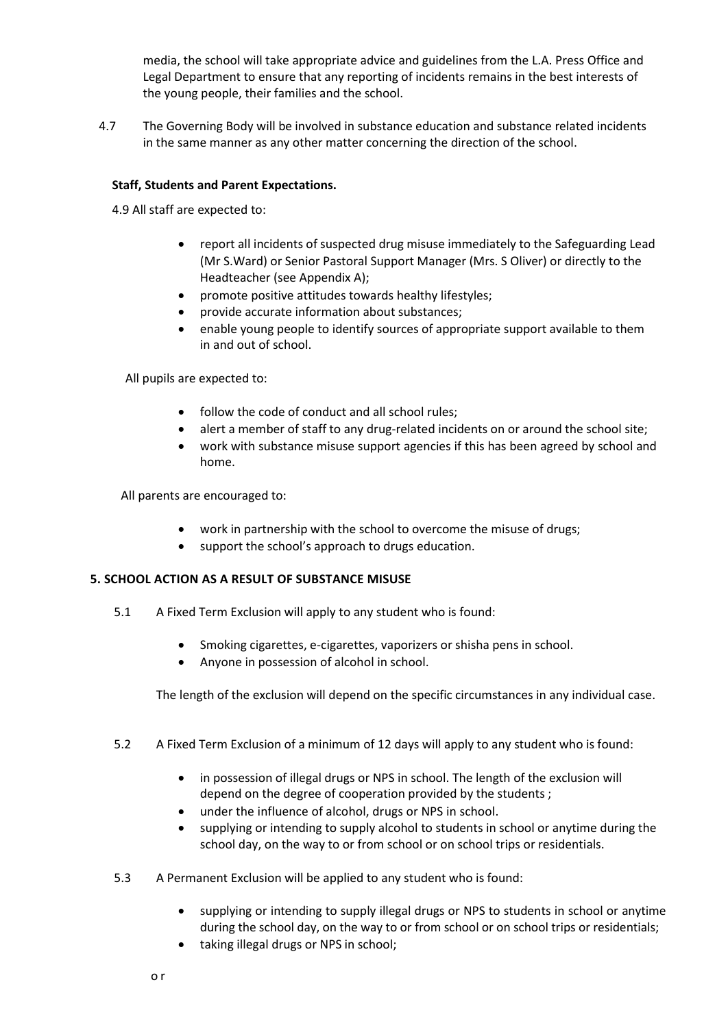media, the school will take appropriate advice and guidelines from the L.A. Press Office and Legal Department to ensure that any reporting of incidents remains in the best interests of the young people, their families and the school.

4.7 The Governing Body will be involved in substance education and substance related incidents in the same manner as any other matter concerning the direction of the school.

**Staff, Students and Parent Expectations.**

4.9 All staff are expected to:

- report all incidents of suspected drug misuse immediately to the Safeguarding Lead (Mr S.Ward) or Senior Pastoral Support Manager (Mrs. S Oliver) or directly to the Headteacher (see Appendix A);
- promote positive attitudes towards healthy lifestyles;
- provide accurate information about substances;
- enable young people to identify sources of appropriate support available to them in and out of school.

All pupils are expected to:

- follow the code of conduct and all school rules;
- alert a member of staff to any drug-related incidents on or around the school site;
- work with substance misuse support agencies if this has been agreed by school and home.

All parents are encouraged to:

- work in partnership with the school to overcome the misuse of drugs;
- support the school's approach to drugs education.

## 5. SCHOOL ACTION AS A RESULT OF SUBSTANCE MISUSE

5.1 A Fixed Term Exclusion will apply to any student who is found:

- Smoking cigarettes, e-cigarettes, vaporizers or shisha pens in school.
- Anyone in possession of alcohol in school.

The length of the exclusion will depend on the specific circumstances in any individual case.

5.2 A Fixed Term Exclusion of a minimum of 12 days will apply to any student who is found:

- in possession of illegal drugs or NPS in school. The length of the exclusion will depend on the degree of cooperation provided by the students ;
- under the influence of alcohol, drugs or NPS in school.
- supplying or intending to supply alcohol to students in school or anytime during the school day, on the way to or from school or on school trips or residentials.

5.3 A Permanent Exclusion will be applied to any student who is found:

- supplying or intending to supply illegal drugs or NPS to students in school or anytime during the school day, on the way to or from school or on school trips or residentials;
- taking illegal drugs or NPS in school;

or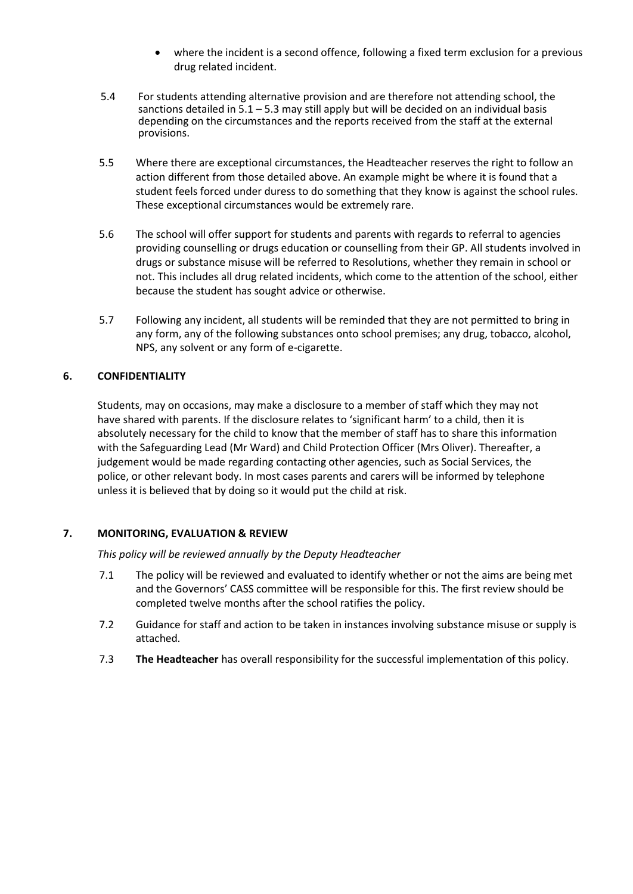- where the incident is a second offence, following a fixed term exclusion for a previous drug related incident.

5.4 For students attending alternative provision and are therefore not attending school, the sanctions detailed in 5.1 – 5.3 may still apply but will be decided on an individual basis depending on the circumstances and the reports received from the staff at the external provisions.

5.5 Where there are exceptional circumstances, the Headteacher reserves the right to follow an action different from those detailed above. An example might be where it is found that a student feels forced under duress to do something that they know is against the school rules. These exceptional circumstances would be extremely rare.

5.6 The school will offer support for students and parents with regards to referral to agencies providing counselling or drugs education or counselling from their GP. All students involved in drugs or substance misuse will be referred to Resolutions, whether they remain in school or not. This includes all drug related incidents, which come to the attention of the school, either because the student has sought advice or otherwise.

5.7 Following any incident, all students will be reminded that they are not permitted to bring in any form, any of the following substances onto school premises; any drug, tobacco, alcohol, NPS, any solvent or any form of e-cigarette.

## 6. CONFIDENTIALITY

Students, may on occasions, may make a disclosure to a member of staff which they may not have shared with parents. If the disclosure relates to 'significant harm' to a child, then it is absolutely necessary for the child to know that the member of staff has to share this information with the Safeguarding Lead (Mr Ward) and Child Protection Officer (Mrs Oliver). Thereafter, a judgement would be made regarding contacting other agencies, such as Social Services, the police, or other relevant body. In most cases parents and carers will be informed by telephone unless it is believed that by doing so it would put the child at risk.

## 7. MONITORING, EVALUATION & REVIEW

*This policy will be reviewed annually by the Deputy Headteacher*

7.1 The policy will be reviewed and evaluated to identify whether or not the aims are being met and the Governors' CASS committee will be responsible for this. The first review should be completed twelve months after the school ratifies the policy.

7.2 Guidance for staff and action to be taken in instances involving substance misuse or supply is attached.

7.3 **The Headteacher** has overall responsibility for the successful implementation of this policy.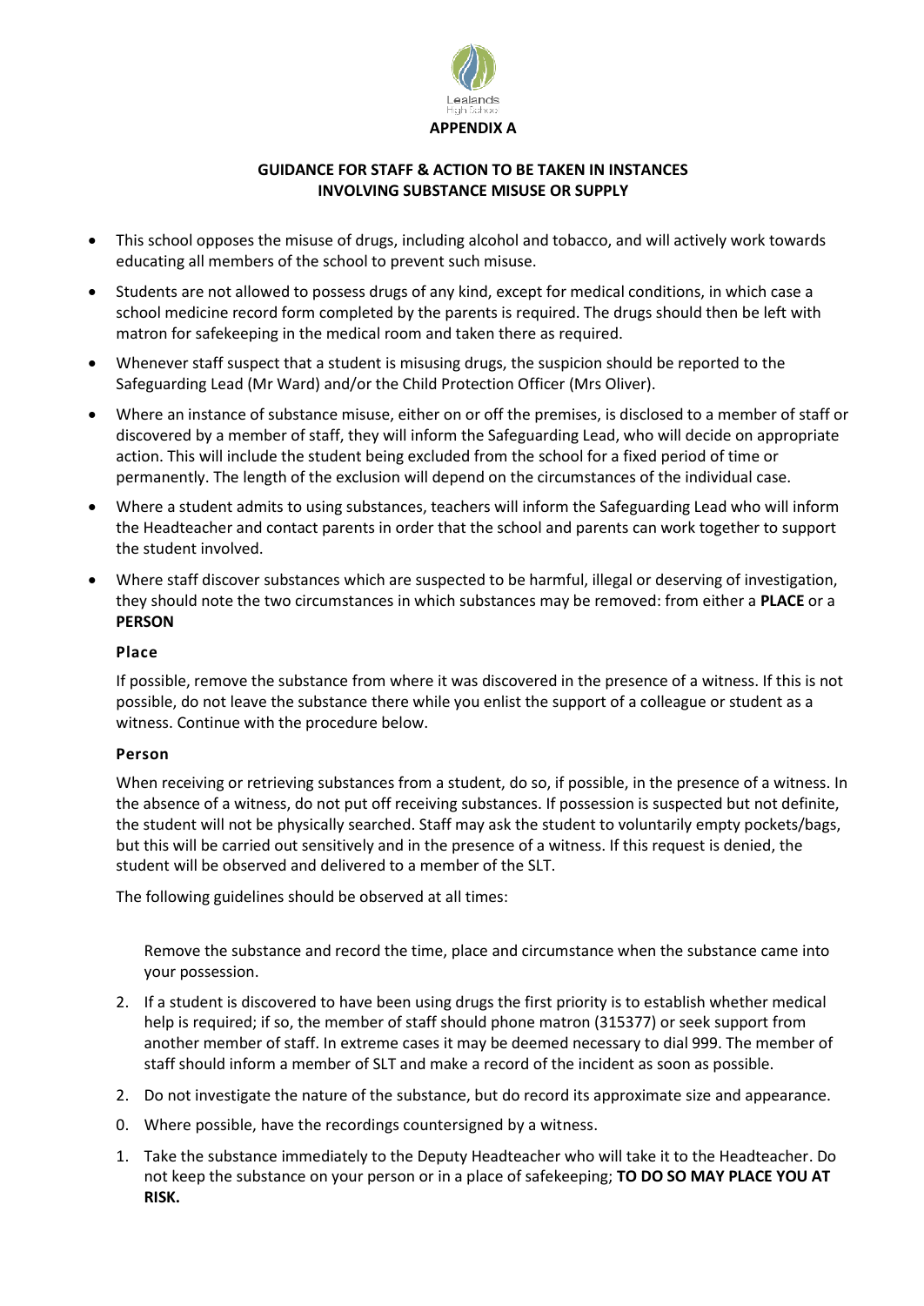**APPENDIX A**

**GUIDANCE FOR STAFF & ACTION TO BE TAKEN IN INSTANCES INVOLVING SUBSTANCE MISUSE OR SUPPLY**

- This school opposes the misuse of drugs, including alcohol and tobacco, and will actively work towards educating all members of the school to prevent such misuse.
- Students are not allowed to possess drugs of any kind, except for medical conditions, in which case a school medicine record form completed by the parents is required. The drugs should then be left with matron for safekeeping in the medical room and taken there as required.
- Whenever staff suspect that a student is misusing drugs, the suspicion should be reported to the Safeguarding Lead (Mr Ward) and/or the Child Protection Officer (Mrs Oliver).
- Where an instance of substance misuse, either on or off the premises, is disclosed to a member of staff or discovered by a member of staff, they will inform the Safeguarding Lead, who will decide on appropriate action. This will include the student being excluded from the school for a fixed period of time or permanently. The length of the exclusion will depend on the circumstances of the individual case.
- Where a student admits to using substances, teachers will inform the Safeguarding Lead who will inform the Headteacher and contact parents in order that the school and parents can work together to support the student involved.
- Where staff discover substances which are suspected to be harmful, illegal or deserving of investigation, they should note the two circumstances in which substances may be removed: from either a **PLACE** or a **PERSON**

**Place**

If possible, remove the substance from where it was discovered in the presence of a witness. If this is not possible, do not leave the substance there while you enlist the support of a colleague or student as a witness. Continue with the procedure below.

**Person**

When receiving or retrieving substances from a student, do so, if possible, in the presence of a witness. In the absence of a witness, do not put off receiving substances. If possession is suspected but not definite, the student will not be physically searched. Staff may ask the student to voluntarily empty pockets/bags, but this will be carried out sensitively and in the presence of a witness. If this request is denied, the student will be observed and delivered to a member of the SLT.

The following guidelines should be observed at all times:

Remove the substance and record the time, place and circumstance when the substance came into your possession.

2. If a student is discovered to have been using drugs the first priority is to establish whether medical help is required; if so, the member of staff should phone matron (315377) or seek support from another member of staff. In extreme cases it may be deemed necessary to dial 999. The member of staff should inform a member of SLT and make a record of the incident as soon as possible.
2. Do not investigate the nature of the substance, but do record its approximate size and appearance.
0. Where possible, have the recordings countersigned by a witness.
1. Take the substance immediately to the Deputy Headteacher who will take it to the Headteacher. Do not keep the substance on your person or in a place of safekeeping; **TO DO SO MAY PLACE YOU AT RISK.**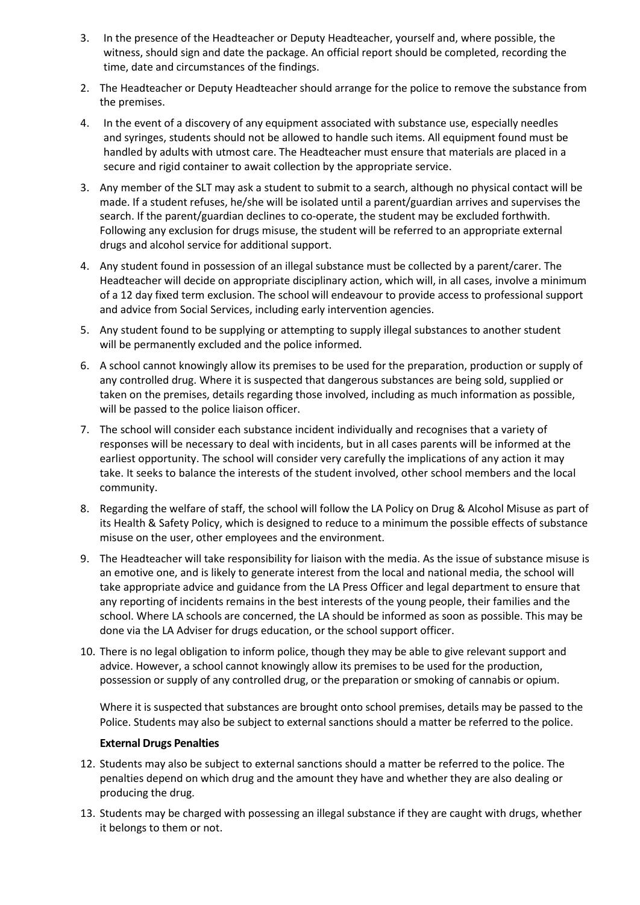3. In the presence of the Headteacher or Deputy Headteacher, yourself and, where possible, the witness, should sign and date the package. An official report should be completed, recording the time, date and circumstances of the findings.

2. The Headteacher or Deputy Headteacher should arrange for the police to remove the substance from the premises.

4. In the event of a discovery of any equipment associated with substance use, especially needles and syringes, students should not be allowed to handle such items. All equipment found must be handled by adults with utmost care. The Headteacher must ensure that materials are placed in a secure and rigid container to await collection by the appropriate service.

3. Any member of the SLT may ask a student to submit to a search, although no physical contact will be made. If a student refuses, he/she will be isolated until a parent/guardian arrives and supervises the search. If the parent/guardian declines to co-operate, the student may be excluded forthwith. Following any exclusion for drugs misuse, the student will be referred to an appropriate external drugs and alcohol service for additional support.

4. Any student found in possession of an illegal substance must be collected by a parent/carer. The Headteacher will decide on appropriate disciplinary action, which will, in all cases, involve a minimum of a 12 day fixed term exclusion. The school will endeavour to provide access to professional support and advice from Social Services, including early intervention agencies.

5. Any student found to be supplying or attempting to supply illegal substances to another student will be permanently excluded and the police informed.

6. A school cannot knowingly allow its premises to be used for the preparation, production or supply of any controlled drug. Where it is suspected that dangerous substances are being sold, supplied or taken on the premises, details regarding those involved, including as much information as possible, will be passed to the police liaison officer.

7. The school will consider each substance incident individually and recognises that a variety of responses will be necessary to deal with incidents, but in all cases parents will be informed at the earliest opportunity. The school will consider very carefully the implications of any action it may take. It seeks to balance the interests of the student involved, other school members and the local community.

8. Regarding the welfare of staff, the school will follow the LA Policy on Drug & Alcohol Misuse as part of its Health & Safety Policy, which is designed to reduce to a minimum the possible effects of substance misuse on the user, other employees and the environment.

9. The Headteacher will take responsibility for liaison with the media. As the issue of substance misuse is an emotive one, and is likely to generate interest from the local and national media, the school will take appropriate advice and guidance from the LA Press Officer and legal department to ensure that any reporting of incidents remains in the best interests of the young people, their families and the school. Where LA schools are concerned, the LA should be informed as soon as possible. This may be done via the LA Adviser for drugs education, or the school support officer.

10. There is no legal obligation to inform police, though they may be able to give relevant support and advice. However, a school cannot knowingly allow its premises to be used for the production, possession or supply of any controlled drug, or the preparation or smoking of cannabis or opium.

    Where it is suspected that substances are brought onto school premises, details may be passed to the Police. Students may also be subject to external sanctions should a matter be referred to the police.

**External Drugs Penalties**

12. Students may also be subject to external sanctions should a matter be referred to the police. The penalties depend on which drug and the amount they have and whether they are also dealing or producing the drug.

13. Students may be charged with possessing an illegal substance if they are caught with drugs, whether it belongs to them or not.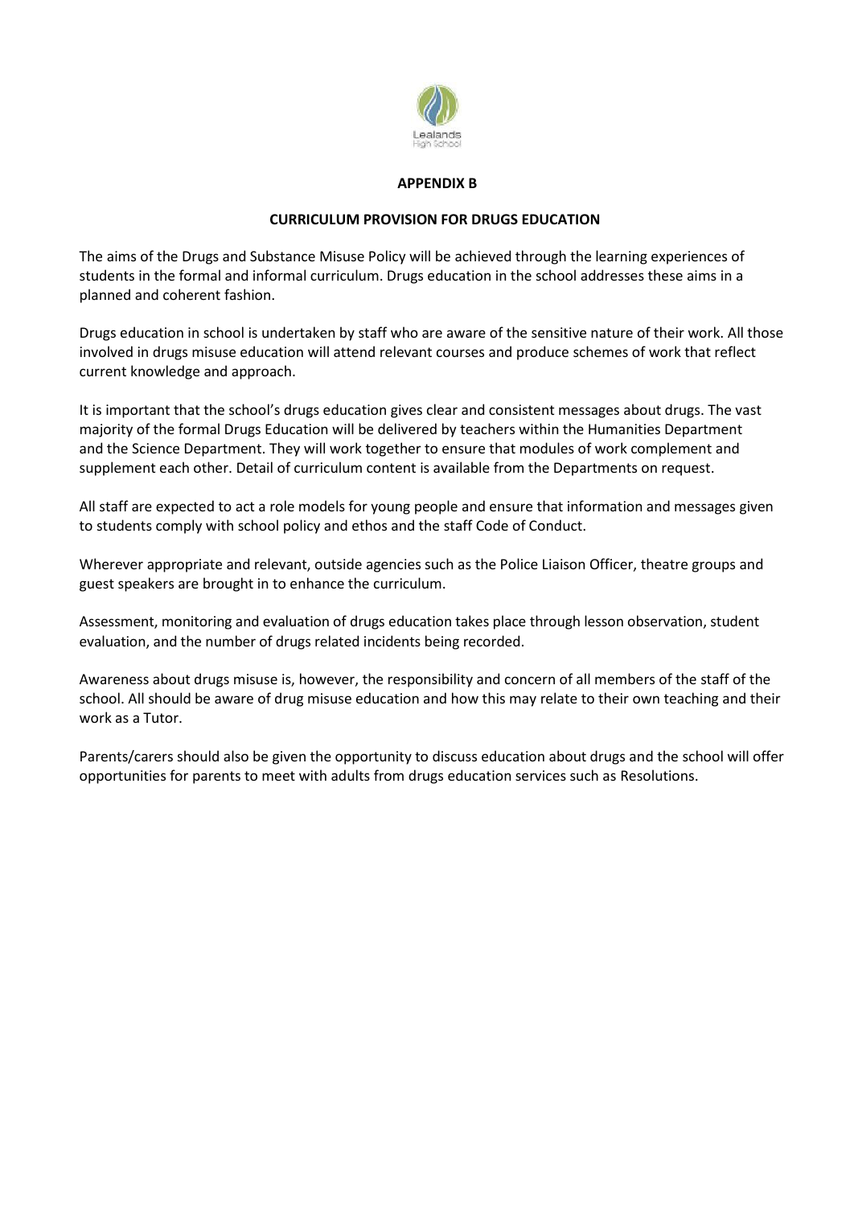**APPENDIX B**

**CURRICULUM PROVISION FOR DRUGS EDUCATION**

The aims of the Drugs and Substance Misuse Policy will be achieved through the learning experiences of students in the formal and informal curriculum. Drugs education in the school addresses these aims in a planned and coherent fashion.

Drugs education in school is undertaken by staff who are aware of the sensitive nature of their work. All those involved in drugs misuse education will attend relevant courses and produce schemes of work that reflect current knowledge and approach.

It is important that the school's drugs education gives clear and consistent messages about drugs. The vast majority of the formal Drugs Education will be delivered by teachers within the Humanities Department and the Science Department. They will work together to ensure that modules of work complement and supplement each other. Detail of curriculum content is available from the Departments on request.

All staff are expected to act a role models for young people and ensure that information and messages given to students comply with school policy and ethos and the staff Code of Conduct.

Wherever appropriate and relevant, outside agencies such as the Police Liaison Officer, theatre groups and guest speakers are brought in to enhance the curriculum.

Assessment, monitoring and evaluation of drugs education takes place through lesson observation, student evaluation, and the number of drugs related incidents being recorded.

Awareness about drugs misuse is, however, the responsibility and concern of all members of the staff of the school. All should be aware of drug misuse education and how this may relate to their own teaching and their work as a Tutor.

Parents/carers should also be given the opportunity to discuss education about drugs and the school will offer opportunities for parents to meet with adults from drugs education services such as Resolutions.